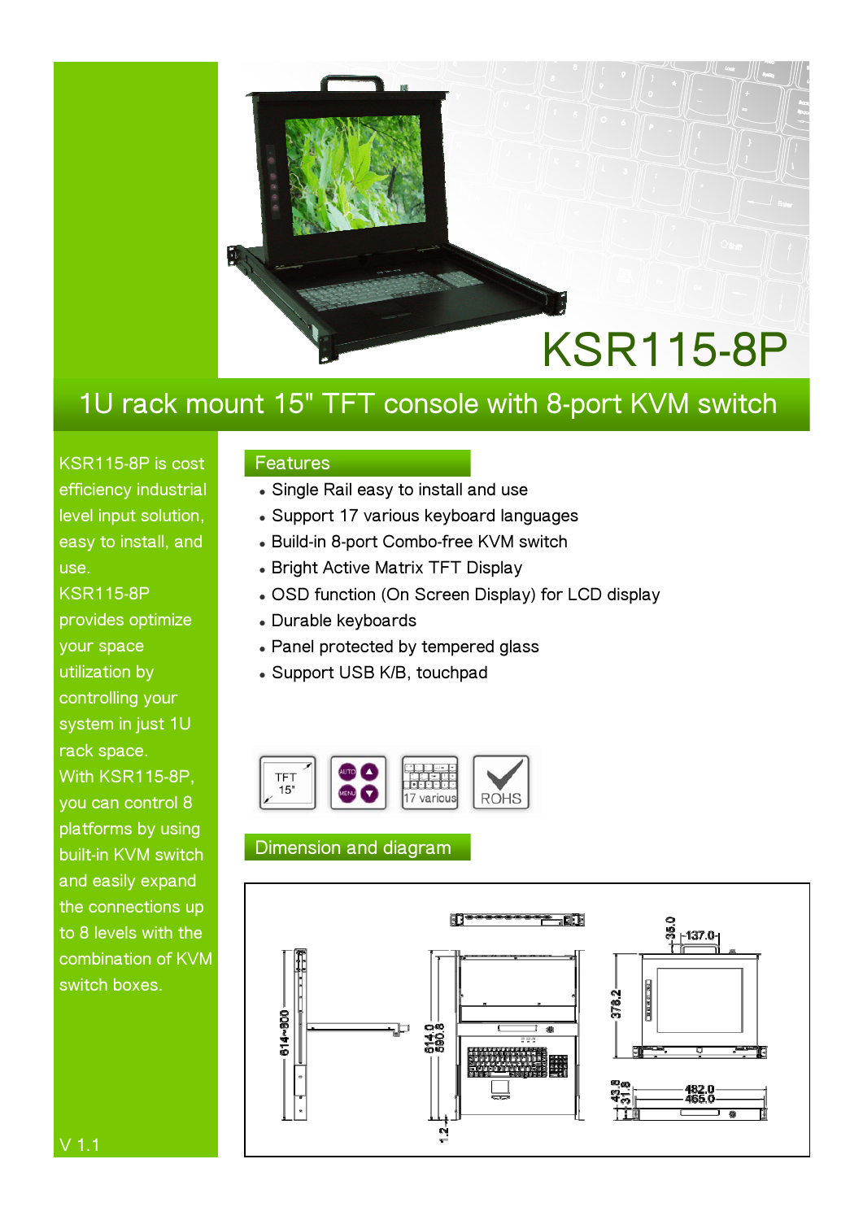# KSR115-8P

## 1U rack mount 15" TFT console with 8-port KVM switch

KSR115-8P is cost efficiency industrial level input solution, easy to install, and use.
KSR115-8P provides optimize your space utilization by controlling your system in just 1U rack space.
With KSR115-8P, you can control 8 platforms by using built-in KVM switch and easily expand the connections up to 8 levels with the combination of KVM switch boxes.

V 1.1

### Features

- Single Rail easy to install and use
- Support 17 various keyboard languages
- Build-in 8-port Combo-free KVM switch
- Bright Active Matrix TFT Display
- OSD function (On Screen Display) for LCD display
- Durable keyboards
- Panel protected by tempered glass
- Support USB K/B, touchpad

TFT 15" | AUTO MENU | 17 various | ROHS

### Dimension and diagram

614~900 | 614.0 | 590.8 | 1.2 | 35.0 | 137.0 | 378.2 | 43.5 | 31.8 | 482.0 | 465.0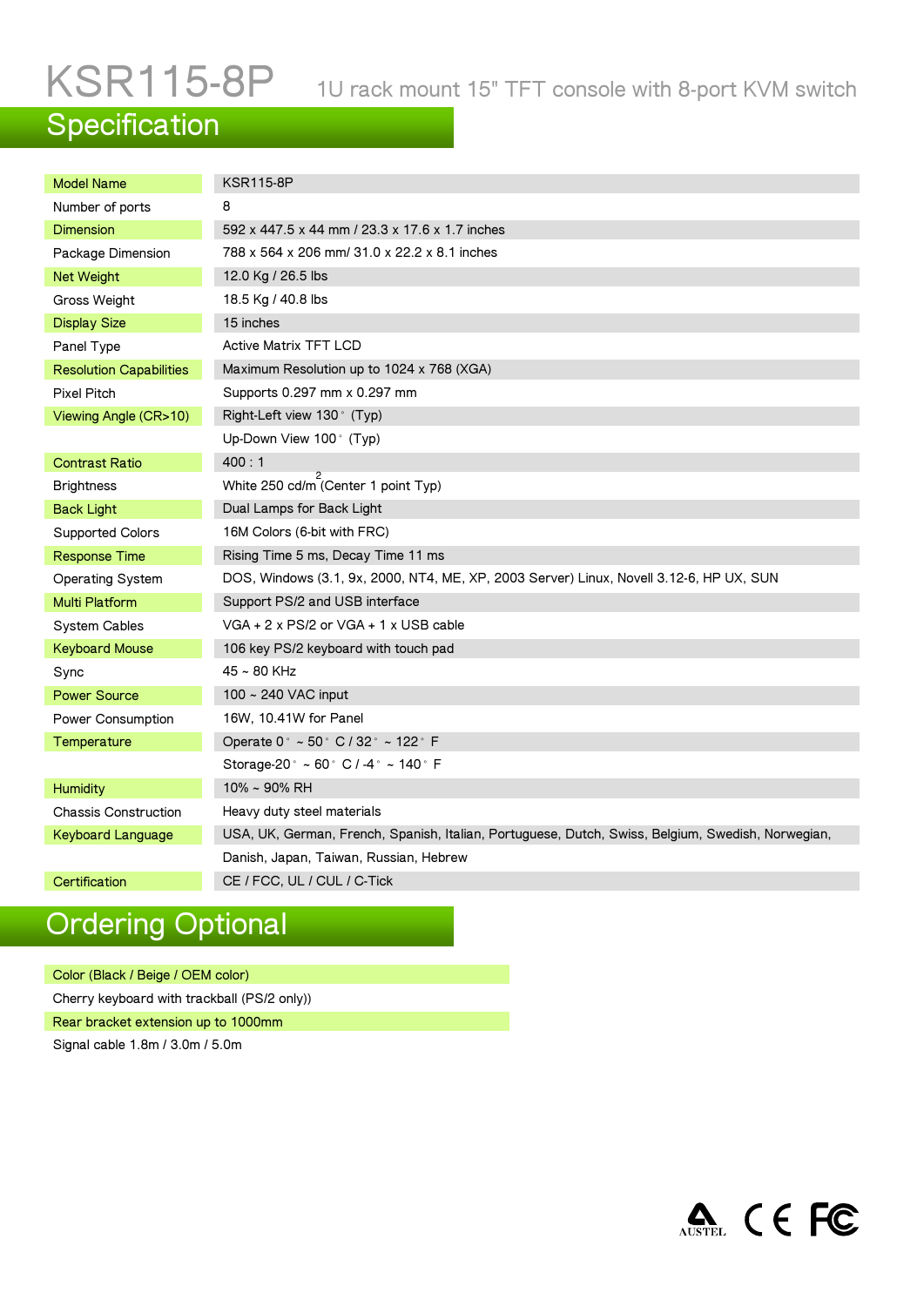# KSR115-8P 1U rack mount 15" TFT console with 8-port KVM switch

## Specification

| | |
|---|---|
| Model Name | KSR115-8P |
| Number of ports | 8 |
| Dimension | 592 x 447.5 x 44 mm / 23.3 x 17.6 x 1.7 inches |
| Package Dimension | 788 x 564 x 206 mm/ 31.0 x 22.2 x 8.1 inches |
| Net Weight | 12.0 Kg / 26.5 lbs |
| Gross Weight | 18.5 Kg / 40.8 lbs |
| Display Size | 15 inches |
| Panel Type | Active Matrix TFT LCD |
| Resolution Capabilities | Maximum Resolution up to 1024 x 768 (XGA) |
| Pixel Pitch | Supports 0.297 mm x 0.297 mm |
| Viewing Angle (CR>10) | Right-Left view 130° (Typ)<br>Up-Down View 100° (Typ) |
| Contrast Ratio | 400 : 1 |
| Brightness | White 250 cd/m$^2$ (Center 1 point Typ) |
| Back Light | Dual Lamps for Back Light |
| Supported Colors | 16M Colors (6-bit with FRC) |
| Response Time | Rising Time 5 ms, Decay Time 11 ms |
| Operating System | DOS, Windows (3.1, 9x, 2000, NT4, ME, XP, 2003 Server) Linux, Novell 3.12-6, HP UX, SUN |
| Multi Platform | Support PS/2 and USB interface |
| System Cables | VGA + 2 x PS/2 or VGA + 1 x USB cable |
| Keyboard Mouse | 106 key PS/2 keyboard with touch pad |
| Sync | 45 ~ 80 KHz |
| Power Source | 100 ~ 240 VAC input |
| Power Consumption | 16W, 10.41W for Panel |
| Temperature | Operate 0° ~ 50° C / 32° ~ 122° F<br>Storage-20° ~ 60° C / -4° ~ 140° F |
| Humidity | 10% ~ 90% RH |
| Chassis Construction | Heavy duty steel materials |
| Keyboard Language | USA, UK, German, French, Spanish, Italian, Portuguese, Dutch, Swiss, Belgium, Swedish, Norwegian, Danish, Japan, Taiwan, Russian, Hebrew |
| Certification | CE / FCC, UL / CUL / C-Tick |

## Ordering Optional

- Color (Black / Beige / OEM color)
- Cherry keyboard with trackball (PS/2 only))
- Rear bracket extension up to 1000mm
- Signal cable 1.8m / 3.0m / 5.0m